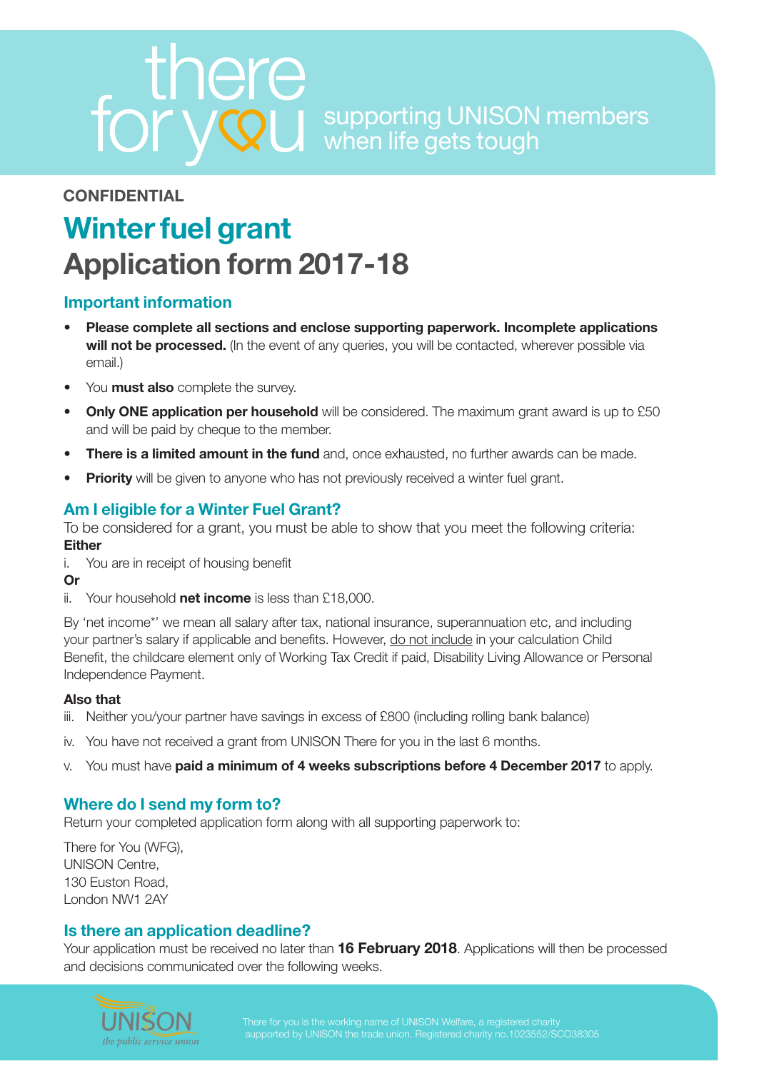there for you

supporting UNISON members when life gets tough

**CONFIDENTIAL**

# Winter fuel grant
# Application form 2017-18

## Important information

- **Please complete all sections and enclose supporting paperwork. Incomplete applications will not be processed.** (In the event of any queries, you will be contacted, wherever possible via email.)
- You **must also** complete the survey.
- **Only ONE application per household** will be considered. The maximum grant award is up to £50 and will be paid by cheque to the member.
- **There is a limited amount in the fund** and, once exhausted, no further awards can be made.
- **Priority** will be given to anyone who has not previously received a winter fuel grant.

## Am I eligible for a Winter Fuel Grant?

To be considered for a grant, you must be able to show that you meet the following criteria:

**Either**

i. You are in receipt of housing benefit

**Or**

ii. Your household **net income** is less than £18,000.

By 'net income*' we mean all salary after tax, national insurance, superannuation etc, and including your partner's salary if applicable and benefits. However, do not include in your calculation Child Benefit, the childcare element only of Working Tax Credit if paid, Disability Living Allowance or Personal Independence Payment.

**Also that**

iii. Neither you/your partner have savings in excess of £800 (including rolling bank balance)

iv. You have not received a grant from UNISON There for you in the last 6 months.

v. You must have **paid a minimum of 4 weeks subscriptions before 4 December 2017** to apply.

## Where do I send my form to?

Return your completed application form along with all supporting paperwork to:

There for You (WFG),
UNISON Centre,
130 Euston Road,
London NW1 2AY

## Is there an application deadline?

Your application must be received no later than **16 February 2018**. Applications will then be processed and decisions communicated over the following weeks.

UNISON the public service union

There for you is the working name of UNISON Welfare, a registered charity supported by UNISON the trade union. Registered charity no.1023552/SCO38305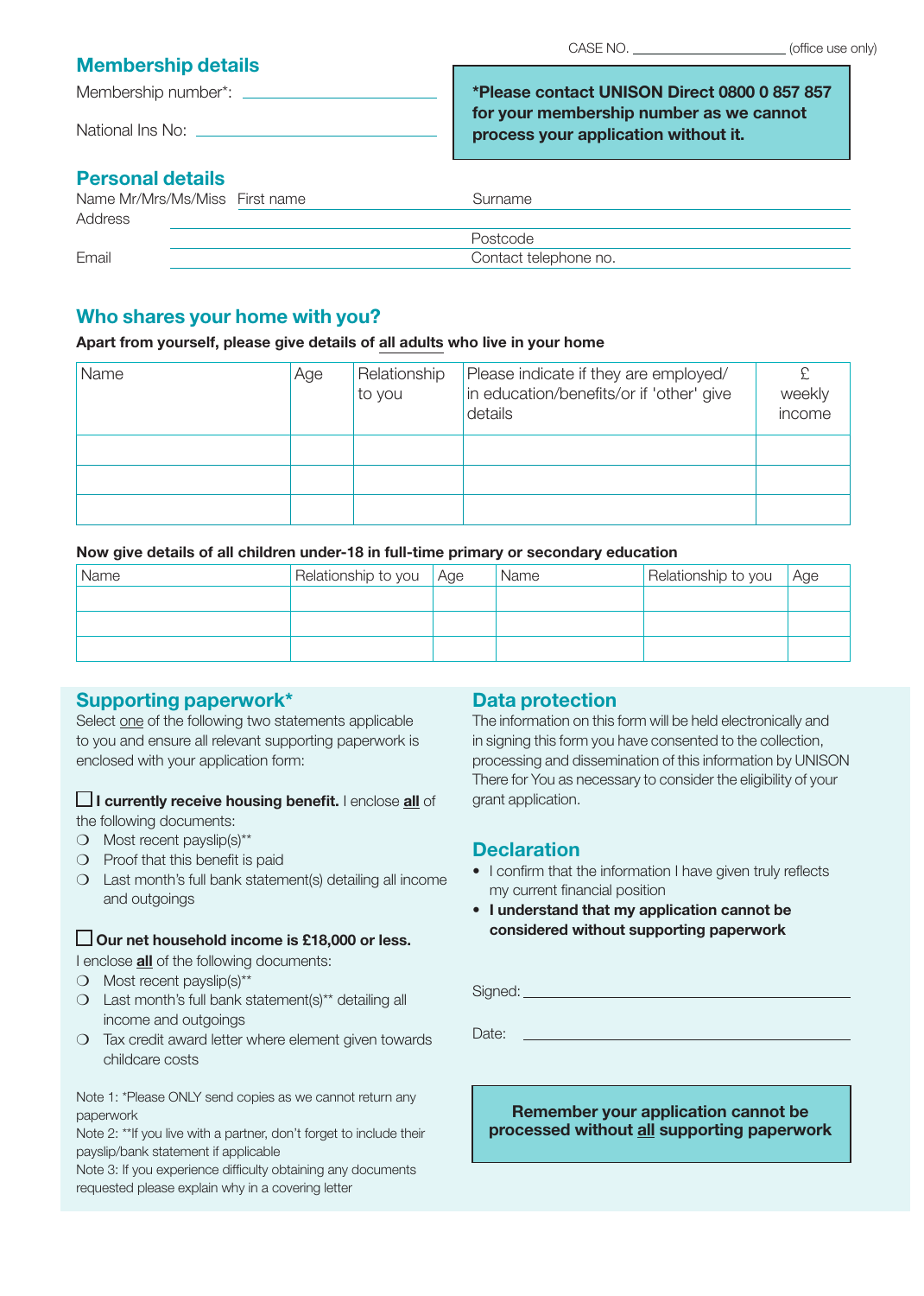CASE NO. ____________________ (office use only)

## Membership details

Membership number*: ____________________

National Ins No: ____________________

**\*Please contact UNISON Direct 0800 0 857 857 for your membership number as we cannot process your application without it.**

## Personal details

Name Mr/Mrs/Ms/Miss First name ____________________ Surname ____________________

Address ____________________

____________________ Postcode ____________________

Email ____________________ Contact telephone no. ____________________

## Who shares your home with you?

**Apart from yourself, please give details of all adults who live in your home**

| Name | Age | Relationship to you | Please indicate if they are employed/ in education/benefits/or if 'other' give details | £ weekly income |
|---|---|---|---|---|
| | | | | |
| | | | | |
| | | | | |

**Now give details of all children under-18 in full-time primary or secondary education**

| Name | Relationship to you | Age | Name | Relationship to you | Age |
|---|---|---|---|---|---|
| | | | | | |
| | | | | | |
| | | | | | |

## Supporting paperwork*

Select one of the following two statements applicable to you and ensure all relevant supporting paperwork is enclosed with your application form:

☐ **I currently receive housing benefit.** I enclose **all** of the following documents:

- ❍ Most recent payslip(s)**
- ❍ Proof that this benefit is paid
- ❍ Last month's full bank statement(s) detailing all income and outgoings

☐ **Our net household income is £18,000 or less.**

I enclose **all** of the following documents:

- ❍ Most recent payslip(s)**
- ❍ Last month's full bank statement(s)** detailing all income and outgoings
- ❍ Tax credit award letter where element given towards childcare costs

Note 1: *Please ONLY send copies as we cannot return any paperwork

Note 2: **If you live with a partner, don't forget to include their payslip/bank statement if applicable

Note 3: If you experience difficulty obtaining any documents requested please explain why in a covering letter

## Data protection

The information on this form will be held electronically and in signing this form you have consented to the collection, processing and dissemination of this information by UNISON There for You as necessary to consider the eligibility of your grant application.

## Declaration

- I confirm that the information I have given truly reflects my current financial position
- **I understand that my application cannot be considered without supporting paperwork**

Signed: ____________________

Date: ____________________

**Remember your application cannot be processed without all supporting paperwork**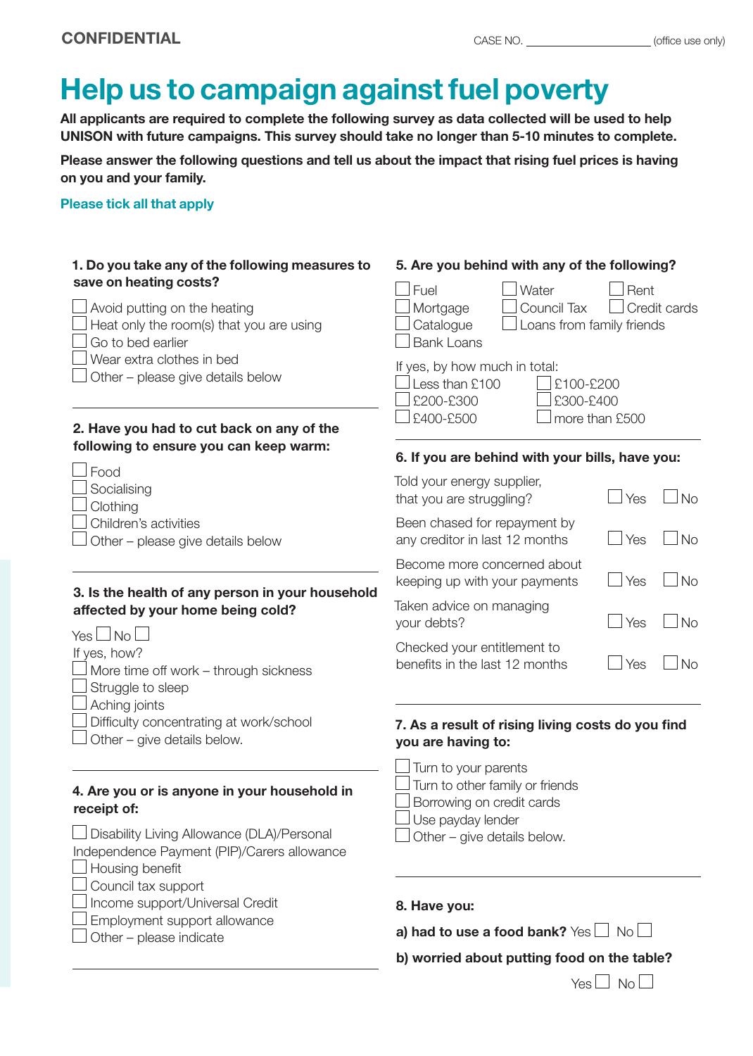**CONFIDENTIAL**

CASE NO. ____________________ (office use only)

# Help us to campaign against fuel poverty

**All applicants are required to complete the following survey as data collected will be used to help UNISON with future campaigns. This survey should take no longer than 5-10 minutes to complete.**

**Please answer the following questions and tell us about the impact that rising fuel prices is having on you and your family.**

**Please tick all that apply**

**1. Do you take any of the following measures to save on heating costs?**

- ☐ Avoid putting on the heating
- ☐ Heat only the room(s) that you are using
- ☐ Go to bed earlier
- ☐ Wear extra clothes in bed
- ☐ Other – please give details below

---

**2. Have you had to cut back on any of the following to ensure you can keep warm:**

- ☐ Food
- ☐ Socialising
- ☐ Clothing
- ☐ Children's activities
- ☐ Other – please give details below

---

**3. Is the health of any person in your household affected by your home being cold?**

Yes ☐ No ☐

If yes, how?

- ☐ More time off work – through sickness
- ☐ Struggle to sleep
- ☐ Aching joints
- ☐ Difficulty concentrating at work/school
- ☐ Other – give details below.

---

**4. Are you or is anyone in your household in receipt of:**

- ☐ Disability Living Allowance (DLA)/Personal Independence Payment (PIP)/Carers allowance
- ☐ Housing benefit
- ☐ Council tax support
- ☐ Income support/Universal Credit
- ☐ Employment support allowance
- ☐ Other – please indicate

---

**5. Are you behind with any of the following?**

- ☐ Fuel
- ☐ Water
- ☐ Rent
- ☐ Mortgage
- ☐ Council Tax
- ☐ Credit cards
- ☐ Catalogue
- ☐ Loans from family friends
- ☐ Bank Loans

If yes, by how much in total:

- ☐ Less than £100
- ☐ £100-£200
- ☐ £200-£300
- ☐ £300-£400
- ☐ £400-£500
- ☐ more than £500

---

**6. If you are behind with your bills, have you:**

| | | |
|---|---|---|
| Told your energy supplier, that you are struggling? | ☐ Yes | ☐ No |
| Been chased for repayment by any creditor in last 12 months | ☐ Yes | ☐ No |
| Become more concerned about keeping up with your payments | ☐ Yes | ☐ No |
| Taken advice on managing your debts? | ☐ Yes | ☐ No |
| Checked your entitlement to benefits in the last 12 months | ☐ Yes | ☐ No |

---

**7. As a result of rising living costs do you find you are having to:**

- ☐ Turn to your parents
- ☐ Turn to other family or friends
- ☐ Borrowing on credit cards
- ☐ Use payday lender
- ☐ Other – give details below.

---

**8. Have you:**

**a) had to use a food bank?** Yes ☐ No ☐

**b) worried about putting food on the table?**

Yes ☐ No ☐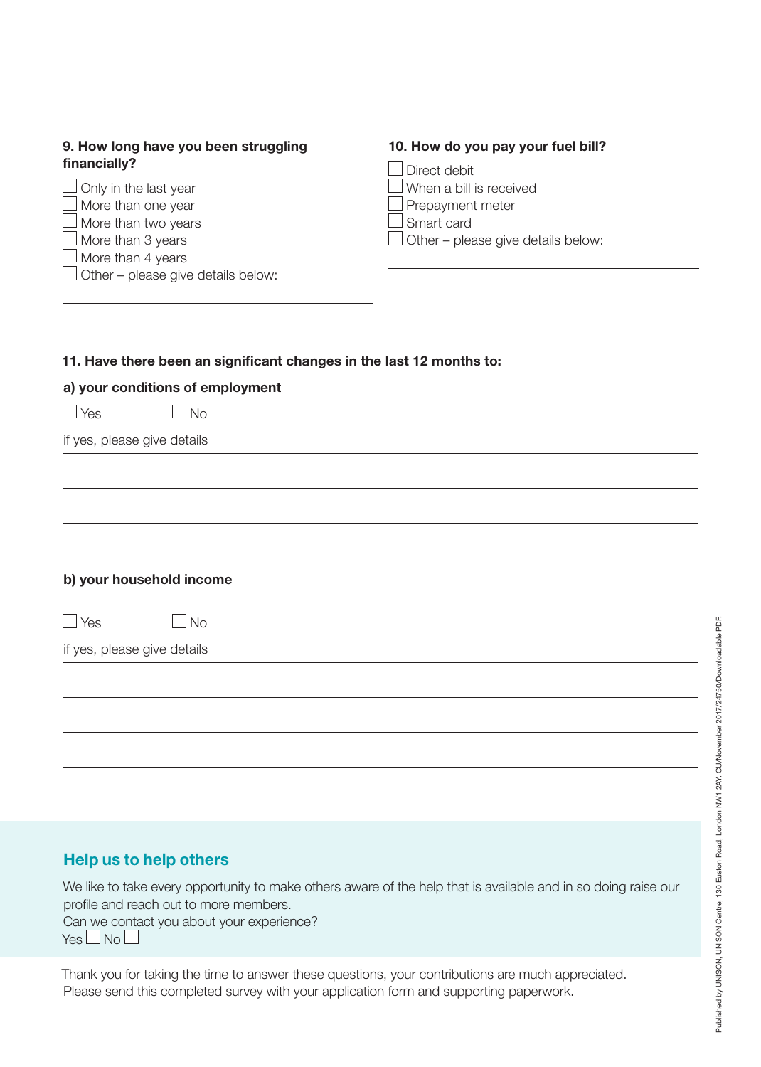**9. How long have you been struggling financially?**

- [ ] Only in the last year
- [ ] More than one year
- [ ] More than two years
- [ ] More than 3 years
- [ ] More than 4 years
- [ ] Other – please give details below:

\_\_\_\_\_\_\_\_\_\_\_\_\_\_\_\_\_\_\_\_\_\_\_\_\_\_\_\_\_\_\_\_\_\_\_\_\_\_\_\_

**10. How do you pay your fuel bill?**

- [ ] Direct debit
- [ ] When a bill is received
- [ ] Prepayment meter
- [ ] Smart card
- [ ] Other – please give details below:

\_\_\_\_\_\_\_\_\_\_\_\_\_\_\_\_\_\_\_\_\_\_\_\_\_\_\_\_\_\_\_\_\_\_\_\_\_\_\_\_

**11. Have there been an significant changes in the last 12 months to:**

**a) your conditions of employment**

- [ ] Yes
- [ ] No

if yes, please give details

\_\_\_\_\_\_\_\_\_\_\_\_\_\_\_\_\_\_\_\_\_\_\_\_\_\_\_\_\_\_\_\_\_\_\_\_\_\_\_\_

\_\_\_\_\_\_\_\_\_\_\_\_\_\_\_\_\_\_\_\_\_\_\_\_\_\_\_\_\_\_\_\_\_\_\_\_\_\_\_\_

\_\_\_\_\_\_\_\_\_\_\_\_\_\_\_\_\_\_\_\_\_\_\_\_\_\_\_\_\_\_\_\_\_\_\_\_\_\_\_\_

**b) your household income**

- [ ] Yes
- [ ] No

if yes, please give details

\_\_\_\_\_\_\_\_\_\_\_\_\_\_\_\_\_\_\_\_\_\_\_\_\_\_\_\_\_\_\_\_\_\_\_\_\_\_\_\_

\_\_\_\_\_\_\_\_\_\_\_\_\_\_\_\_\_\_\_\_\_\_\_\_\_\_\_\_\_\_\_\_\_\_\_\_\_\_\_\_

\_\_\_\_\_\_\_\_\_\_\_\_\_\_\_\_\_\_\_\_\_\_\_\_\_\_\_\_\_\_\_\_\_\_\_\_\_\_\_\_

\_\_\_\_\_\_\_\_\_\_\_\_\_\_\_\_\_\_\_\_\_\_\_\_\_\_\_\_\_\_\_\_\_\_\_\_\_\_\_\_

## Help us to help others

We like to take every opportunity to make others aware of the help that is available and in so doing raise our profile and reach out to more members.
Can we contact you about your experience?
Yes ☐ No ☐

Thank you for taking the time to answer these questions, your contributions are much appreciated.
Please send this completed survey with your application form and supporting paperwork.

Published by UNISON, UNISON Centre, 130 Euston Road, London NW1 2AY. CU/November 2017/24750/Downloadable PDF.